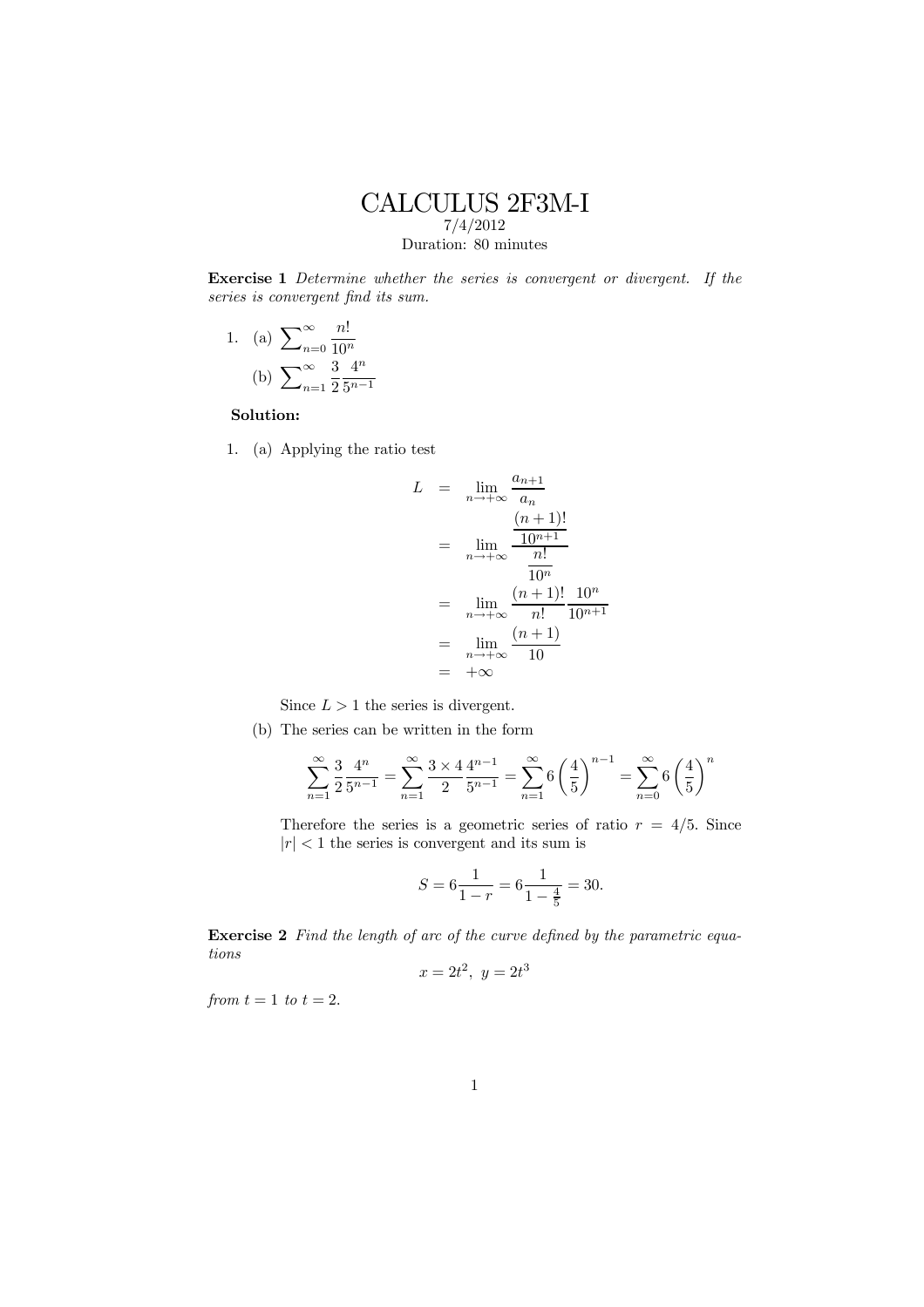# CALCULUS 2F3M-I

7/4/2012

Duration: 80 minutes

**Exercise 1** *Determine whether the series is convergent or divergent. If the series is convergent find its sum.*

1. (a) $\sum_{n=0}^{\infty} \frac{n!}{10^n}$

   (b) $\sum_{n=1}^{\infty} \frac{3}{2} \frac{4^n}{5^{n-1}}$

**Solution:**

1. (a) Applying the ratio test

$$
\begin{aligned}
L &= \lim_{n\to+\infty} \frac{a_{n+1}}{a_n} \\
&= \lim_{n\to+\infty} \frac{\frac{(n+1)!}{10^{n+1}}}{\frac{n!}{10^n}} \\
&= \lim_{n\to+\infty} \frac{(n+1)!}{n!} \frac{10^n}{10^{n+1}} \\
&= \lim_{n\to+\infty} \frac{(n+1)}{10} \\
&= +\infty
\end{aligned}
$$

Since $L > 1$ the series is divergent.

   (b) The series can be written in the form

$$
\sum_{n=1}^{\infty} \frac{3}{2} \frac{4^n}{5^{n-1}} = \sum_{n=1}^{\infty} \frac{3\times 4}{2} \frac{4^{n-1}}{5^{n-1}} = \sum_{n=1}^{\infty} 6\left(\frac{4}{5}\right)^{n-1} = \sum_{n=0}^{\infty} 6\left(\frac{4}{5}\right)^{n}
$$

Therefore the series is a geometric series of ratio $r = 4/5$. Since $|r| < 1$ the series is convergent and its sum is

$$
S = 6\frac{1}{1-r} = 6\frac{1}{1-\frac{4}{5}} = 30.
$$

**Exercise 2** *Find the length of arc of the curve defined by the parametric equations*

$$
x = 2t^2,\ y = 2t^3
$$

*from $t = 1$ to $t = 2$.*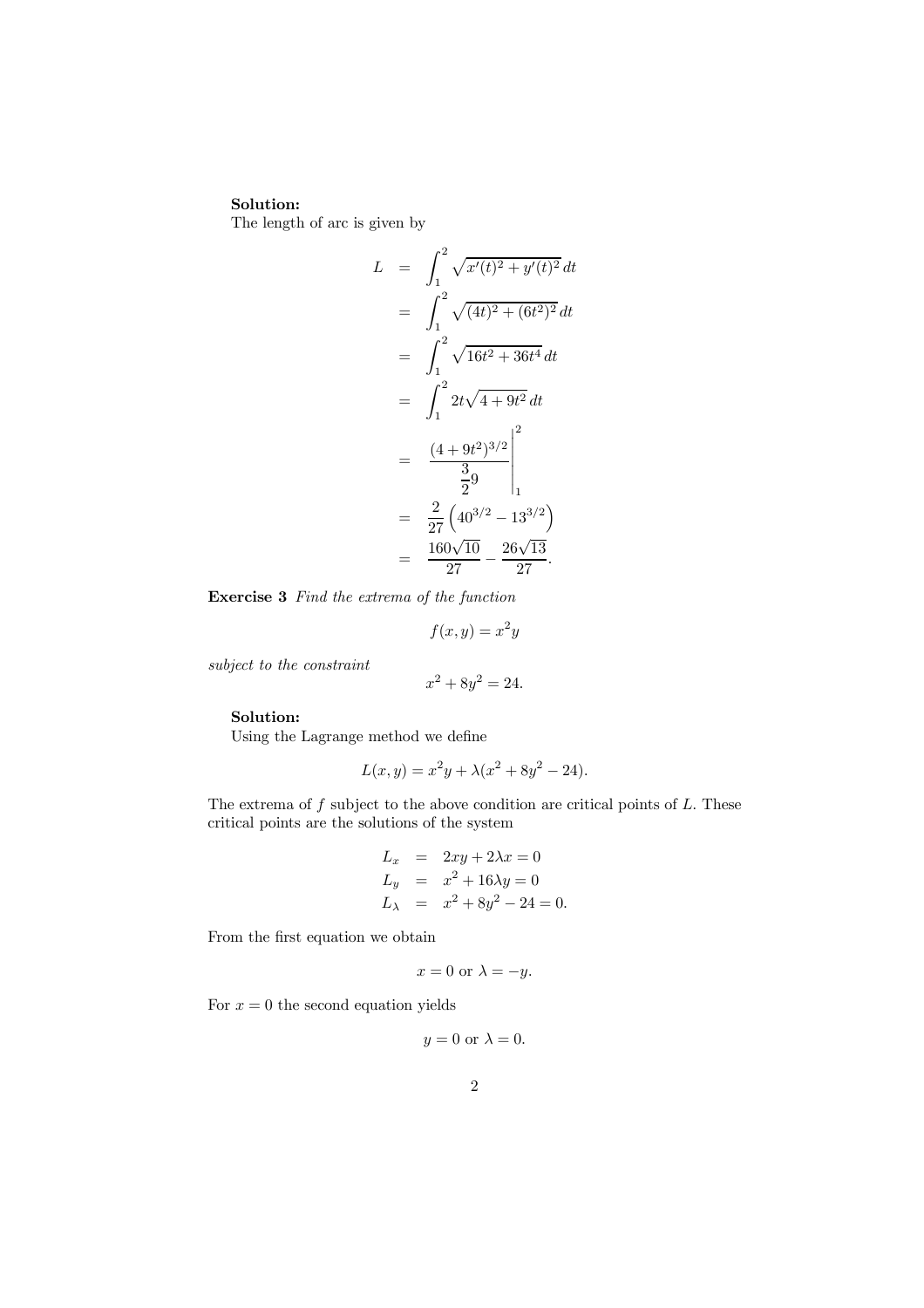**Solution:**
The length of arc is given by

$$
\begin{aligned}
L &= \int_1^2 \sqrt{x'(t)^2 + y'(t)^2}\, dt \\
&= \int_1^2 \sqrt{(4t)^2 + (6t^2)^2}\, dt \\
&= \int_1^2 \sqrt{16t^2 + 36t^4}\, dt \\
&= \int_1^2 2t\sqrt{4 + 9t^2}\, dt \\
&= \left. \frac{(4+9t^2)^{3/2}}{\frac{3}{2}9} \right|_1^2 \\
&= \frac{2}{27}\left(40^{3/2} - 13^{3/2}\right) \\
&= \frac{160\sqrt{10}}{27} - \frac{26\sqrt{13}}{27}.
\end{aligned}
$$

**Exercise 3** *Find the extrema of the function*

$$f(x, y) = x^2 y$$

*subject to the constraint*

$$x^2 + 8y^2 = 24.$$

**Solution:**
Using the Lagrange method we define

$$L(x, y) = x^2 y + \lambda(x^2 + 8y^2 - 24).$$

The extrema of $f$ subject to the above condition are critical points of $L$. These critical points are the solutions of the system

$$
\begin{aligned}
L_x &= 2xy + 2\lambda x = 0 \\
L_y &= x^2 + 16\lambda y = 0 \\
L_\lambda &= x^2 + 8y^2 - 24 = 0.
\end{aligned}
$$

From the first equation we obtain

$$x = 0 \text{ or } \lambda = -y.$$

For $x = 0$ the second equation yields

$$y = 0 \text{ or } \lambda = 0.$$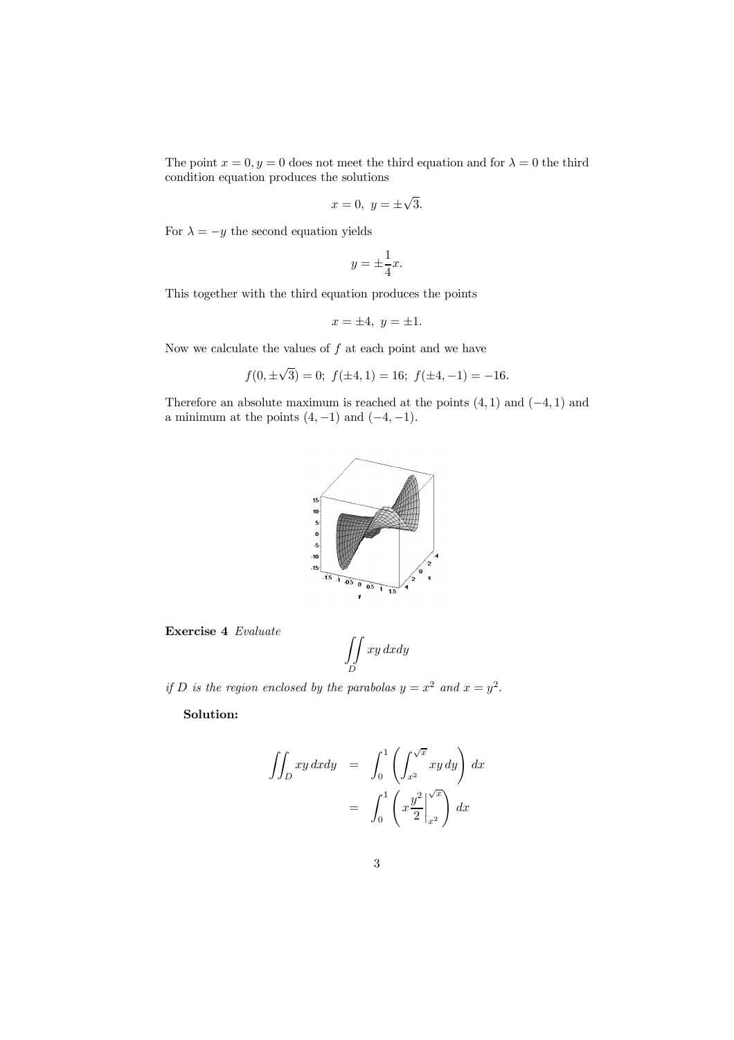The point $x = 0, y = 0$ does not meet the third equation and for $\lambda = 0$ the third condition equation produces the solutions

$$x = 0, \ y = \pm\sqrt{3}.$$

For $\lambda = -y$ the second equation yields

$$y = \pm\frac{1}{4}x.$$

This together with the third equation produces the points

$$x = \pm 4, \ y = \pm 1.$$

Now we calculate the values of $f$ at each point and we have

$$f(0, \pm\sqrt{3}) = 0; \ f(\pm 4, 1) = 16; \ f(\pm 4, -1) = -16.$$

Therefore an absolute maximum is reached at the points $(4, 1)$ and $(-4, 1)$ and a minimum at the points $(4, -1)$ and $(-4, -1)$.

**Exercise 4** *Evaluate*

$$\iint\limits_D xy \, dxdy$$

*if $D$ is the region enclosed by the parabolas $y = x^2$ and $x = y^2$.*

**Solution:**

$$\begin{aligned}
\iint_D xy \, dxdy &= \int_0^1 \left( \int_{x^2}^{\sqrt{x}} xy \, dy \right) dx \\
&= \int_0^1 \left( x \frac{y^2}{2} \Big|_{x^2}^{\sqrt{x}} \right) dx
\end{aligned}$$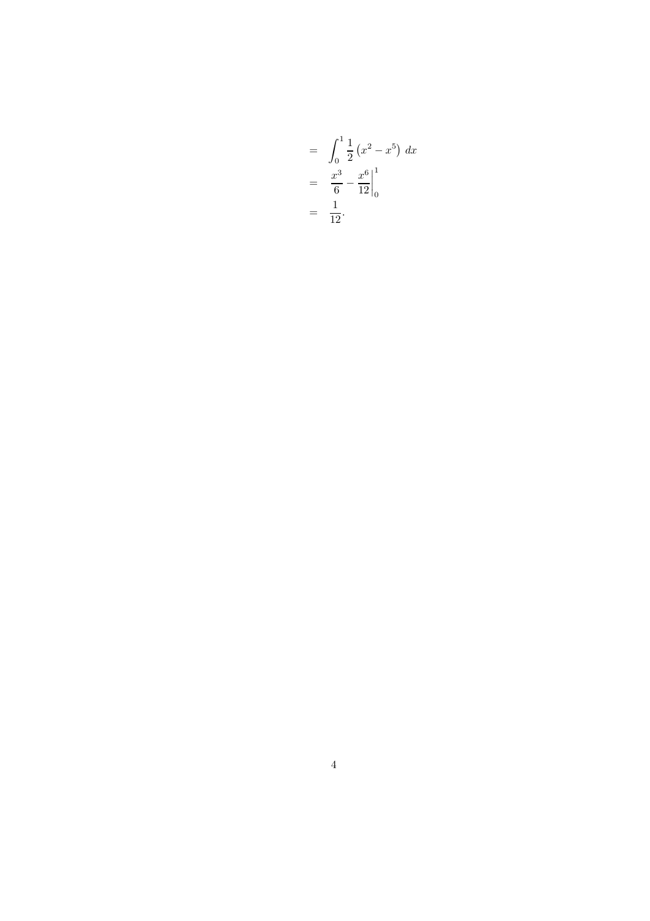$$
\begin{aligned}
&= \int_0^1 \frac{1}{2}\left(x^2 - x^5\right)\, dx \\
&= \left.\frac{x^3}{6} - \frac{x^6}{12}\right|_0^1 \\
&= \frac{1}{12}.
\end{aligned}
$$